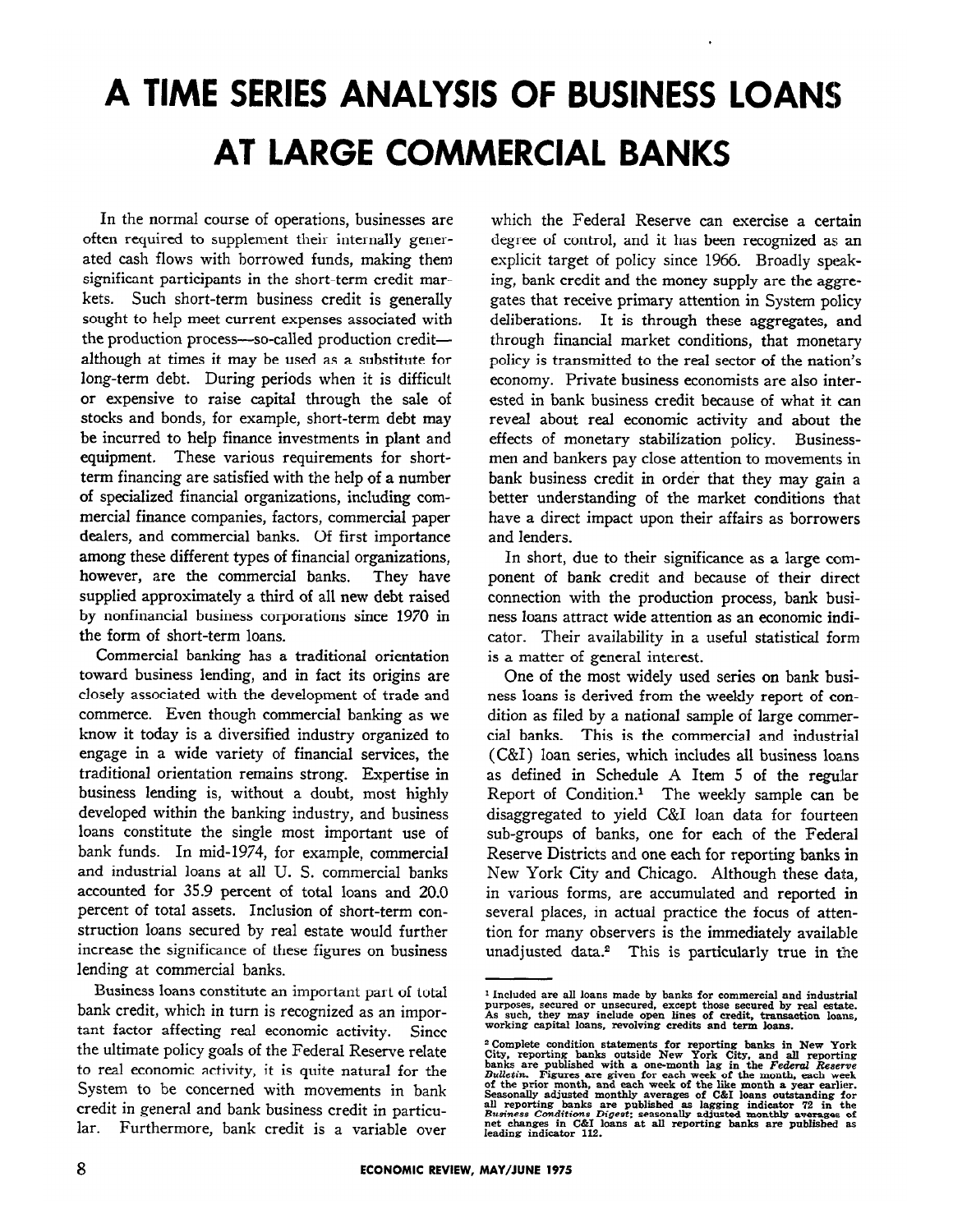# A TIME SERIES ANALYSIS OF BUSINESS LOANS AT LARGE COMMERCIAL BANKS

In the normal course of operations, businesses are often required to supplement their internally generated cash flows with borrowed funds, making them significant participants in the short-term credit markets. Such short-term business credit is generally sought to help meet current expenses associated with the production process—so-called production credit—although at times it may be used as a substitute for long-term debt. During periods when it is difficult or expensive to raise capital through the sale of stocks and bonds, for example, short-term debt may be incurred to help finance investments in plant and equipment. These various requirements for short-term financing are satisfied with the help of a number of specialized financial organizations, including commercial finance companies, factors, commercial paper dealers, and commercial banks. Of first importance among these different types of financial organizations, however, are the commercial banks. They have supplied approximately a third of all new debt raised by nonfinancial business corporations since 1970 in the form of short-term loans.

Commercial banking has a traditional orientation toward business lending, and in fact its origins are closely associated with the development of trade and commerce. Even though commercial banking as we know it today is a diversified industry organized to engage in a wide variety of financial services, the traditional orientation remains strong. Expertise in business lending is, without a doubt, most highly developed within the banking industry, and business loans constitute the single most important use of bank funds. In mid-1974, for example, commercial and industrial loans at all U. S. commercial banks accounted for 35.9 percent of total loans and 20.0 percent of total assets. Inclusion of short-term construction loans secured by real estate would further increase the significance of these figures on business lending at commercial banks.

Business loans constitute an important part of total bank credit, which in turn is recognized as an important factor affecting real economic activity. Since the ultimate policy goals of the Federal Reserve relate to real economic activity, it is quite natural for the System to be concerned with movements in bank credit in general and bank business credit in particular. Furthermore, bank credit is a variable over which the Federal Reserve can exercise a certain degree of control, and it has been recognized as an explicit target of policy since 1966. Broadly speaking, bank credit and the money supply are the aggregates that receive primary attention in System policy deliberations. It is through these aggregates, and through financial market conditions, that monetary policy is transmitted to the real sector of the nation's economy. Private business economists are also interested in bank business credit because of what it can reveal about real economic activity and about the effects of monetary stabilization policy. Businessmen and bankers pay close attention to movements in bank business credit in order that they may gain a better understanding of the market conditions that have a direct impact upon their affairs as borrowers and lenders.

In short, due to their significance as a large component of bank credit and because of their direct connection with the production process, bank business loans attract wide attention as an economic indicator. Their availability in a useful statistical form is a matter of general interest.

One of the most widely used series on bank business loans is derived from the weekly report of condition as filed by a national sample of large commercial banks. This is the commercial and industrial (C&I) loan series, which includes all business loans as defined in Schedule A Item 5 of the regular Report of Condition.[1] The weekly sample can be disaggregated to yield C&I loan data for fourteen sub-groups of banks, one for each of the Federal Reserve Districts and one each for reporting banks in New York City and Chicago. Although these data, in various forms, are accumulated and reported in several places, in actual practice the focus of attention for many observers is the immediately available unadjusted data.[2] This is particularly true in the

---

[1] Included are all loans made by banks for commercial and industrial purposes, secured or unsecured, except those secured by real estate. As such, they may include open lines of credit, transaction loans, working capital loans, revolving credits and term loans.

[2] Complete condition statements for reporting banks in New York City, reporting banks outside New York City, and all reporting banks are published with a one-month lag in the *Federal Reserve Bulletin*. Figures are given for each week of the month, each week of the prior month, and each week of the like month a year earlier. Seasonally adjusted monthly averages of C&I loans outstanding for all reporting banks are published as lagging indicator 72 in the *Business Conditions Digest*; seasonally adjusted monthly averages of net changes in C&I loans at all reporting banks are published as leading indicator 112.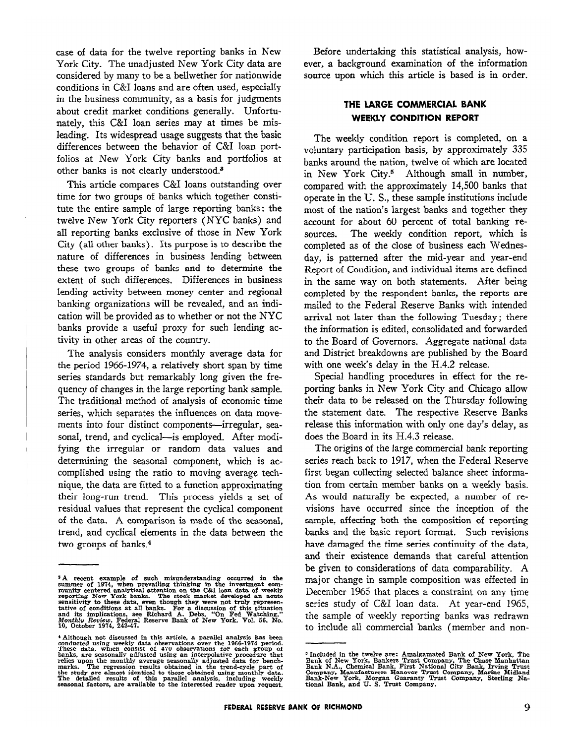case of data for the twelve reporting banks in New York City. The unadjusted New York City data are considered by many to be a bellwether for nationwide conditions in C&I loans and are often used, especially in the business community, as a basis for judgments about credit market conditions generally. Unfortunately, this C&I loan series may at times be misleading. Its widespread usage suggests that the basic differences between the behavior of C&I loan portfolios at New York City banks and portfolios at other banks is not clearly understood.[3]

This article compares C&I loans outstanding over time for two groups of banks which together constitute the entire sample of large reporting banks: the twelve New York City reporters (NYC banks) and all reporting banks exclusive of those in New York City (all other banks). Its purpose is to describe the nature of differences in business lending between these two groups of banks and to determine the extent of such differences. Differences in business lending activity between money center and regional banking organizations will be revealed, and an indication will be provided as to whether or not the NYC banks provide a useful proxy for such lending activity in other areas of the country.

The analysis considers monthly average data for the period 1966-1974, a relatively short span by time series standards but remarkably long given the frequency of changes in the large reporting bank sample. The traditional method of analysis of economic time series, which separates the influences on data movements into four distinct components—irregular, seasonal, trend, and cyclical—is employed. After modifying the irregular or random data values and determining the seasonal component, which is accomplished using the ratio to moving average technique, the data are fitted to a function approximating their long-run trend. This process yields a set of residual values that represent the cyclical component of the data. A comparison is made of the seasonal, trend, and cyclical elements in the data between the two groups of banks.[4]

Before undertaking this statistical analysis, however, a background examination of the information source upon which this article is based is in order.

## THE LARGE COMMERCIAL BANK WEEKLY CONDITION REPORT

The weekly condition report is completed, on a voluntary participation basis, by approximately 335 banks around the nation, twelve of which are located in New York City.[5] Although small in number, compared with the approximately 14,500 banks that operate in the U. S., these sample institutions include most of the nation's largest banks and together they account for about 60 percent of total banking resources. The weekly condition report, which is completed as of the close of business each Wednesday, is patterned after the mid-year and year-end Report of Condition, and individual items are defined in the same way on both statements. After being completed by the respondent banks, the reports are mailed to the Federal Reserve Banks with intended arrival not later than the following Tuesday; there the information is edited, consolidated and forwarded to the Board of Governors. Aggregate national data and District breakdowns are published by the Board with one week's delay in the H.4.2 release.

Special handling procedures in effect for the reporting banks in New York City and Chicago allow their data to be released on the Thursday following the statement date. The respective Reserve Banks release this information with only one day's delay, as does the Board in its H.4.3 release.

The origins of the large commercial bank reporting series reach back to 1917, when the Federal Reserve first began collecting selected balance sheet information from certain member banks on a weekly basis. As would naturally be expected, a number of revisions have occurred since the inception of the sample, affecting both the composition of reporting banks and the basic report format. Such revisions have damaged the time series continuity of the data, and their existence demands that careful attention be given to considerations of data comparability. A major change in sample composition was effected in December 1965 that places a constraint on any time series study of C&I loan data. At year-end 1965, the sample of weekly reporting banks was redrawn to include all commercial banks (member and non-

---

[3] A recent example of such misunderstanding occurred in the summer of 1974, when prevailing thinking in the investment community centered analytical attention on the C&I loan data of weekly reporting New York banks. The stock market developed an acute sensitivity to these data, even though they were not truly representative of conditions at all banks. For a discussion of this situation and its implications, see Richard A. Debs, "On Fed Watching," *Monthly Review*. Federal Reserve Bank of New York. Vol. 56. No. 10, October 1974, 243-47.

[4] Although not discussed in this article, a parallel analysis has been conducted using weekly data observations over the 1966-1974 period. These data, which consist of 470 observations for each group of banks, are seasonally adjusted using an interpolative procedure that relies upon the monthly average seasonally adjusted data for benchmarks. The regression results obtained in the trend-cycle part of the study are almost identical to those obtained using monthly data. The detailed results of this parallel analysis, including weekly seasonal factors, are available to the interested reader upon request.

[5] Included in the twelve are: Amalgamated Bank of New York, The Bank of New York, Bankers Trust Company, The Chase Manhattan Bank N.A., Chemical Bank, First National City Bank, Irving Trust Company, Manufacturers Hanover Trust Company, Marine Midland Bank-New York, Morgan Guaranty Trust Company, Sterling National Bank, and U. S. Trust Company.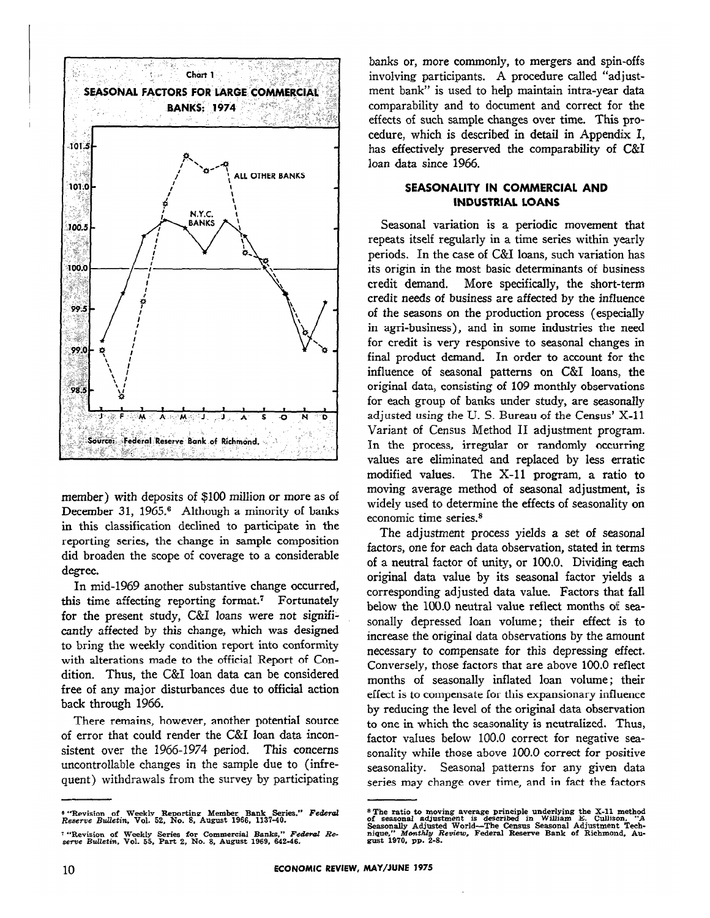Chart 1

**SEASONAL FACTORS FOR LARGE COMMERCIAL BANKS: 1974**

Source: Federal Reserve Bank of Richmond.

member) with deposits of $100 million or more as of December 31, 1965.[6] Although a minority of banks in this classification declined to participate in the reporting series, the change in sample composition did broaden the scope of coverage to a considerable degree.

In mid-1969 another substantive change occurred, this time affecting reporting format.[7] Fortunately for the present study, C&I loans were not significantly affected by this change, which was designed to bring the weekly condition report into conformity with alterations made to the official Report of Condition. Thus, the C&I loan data can be considered free of any major disturbances due to official action back through 1966.

There remains, however, another potential source of error that could render the C&I loan data inconsistent over the 1966-1974 period. This concerns uncontrollable changes in the sample due to (infrequent) withdrawals from the survey by participating banks or, more commonly, to mergers and spin-offs involving participants. A procedure called "adjustment bank" is used to help maintain intra-year data comparability and to document and correct for the effects of such sample changes over time. This procedure, which is described in detail in Appendix I, has effectively preserved the comparability of C&I loan data since 1966.

### SEASONALITY IN COMMERCIAL AND INDUSTRIAL LOANS

Seasonal variation is a periodic movement that repeats itself regularly in a time series within yearly periods. In the case of C&I loans, such variation has its origin in the most basic determinants of business credit demand. More specifically, the short-term credit needs of business are affected by the influence of the seasons on the production process (especially in agri-business), and in some industries the need for credit is very responsive to seasonal changes in final product demand. In order to account for the influence of seasonal patterns on C&I loans, the original data, consisting of 109 monthly observations for each group of banks under study, are seasonally adjusted using the U. S. Bureau of the Census' X-11 Variant of Census Method II adjustment program. In the process, irregular or randomly occurring values are eliminated and replaced by less erratic modified values. The X-11 program, a ratio to moving average method of seasonal adjustment, is widely used to determine the effects of seasonality on economic time series.[8]

The adjustment process yields a set of seasonal factors, one for each data observation, stated in terms of a neutral factor of unity, or 100.0. Dividing each original data value by its seasonal factor yields a corresponding adjusted data value. Factors that fall below the 100.0 neutral value reflect months of seasonally depressed loan volume; their effect is to increase the original data observations by the amount necessary to compensate for this depressing effect. Conversely, those factors that are above 100.0 reflect months of seasonally inflated loan volume; their effect is to compensate for this expansionary influence by reducing the level of the original data observation to one in which the seasonality is neutralized. Thus, factor values below 100.0 correct for negative seasonality while those above 100.0 correct for positive seasonality. Seasonal patterns for any given data series may change over time, and in fact the factors

---

[6] "Revision of Weekly Reporting Member Bank Series." *Federal Reserve Bulletin*, Vol. 52, No. 8, August 1966, 1137-40.

[7] "Revision of Weekly Series for Commercial Banks," *Federal Reserve Bulletin*, Vol. 55, Part 2, No. 8, August 1969, 642-46.

[8] The ratio to moving average principle underlying the X-11 method of seasonal adjustment is described in William E. Cullison, "A Seasonally Adjusted World—The Census Seasonal Adjustment Technique," *Monthly Review*, Federal Reserve Bank of Richmond, August 1970, pp. 2-8.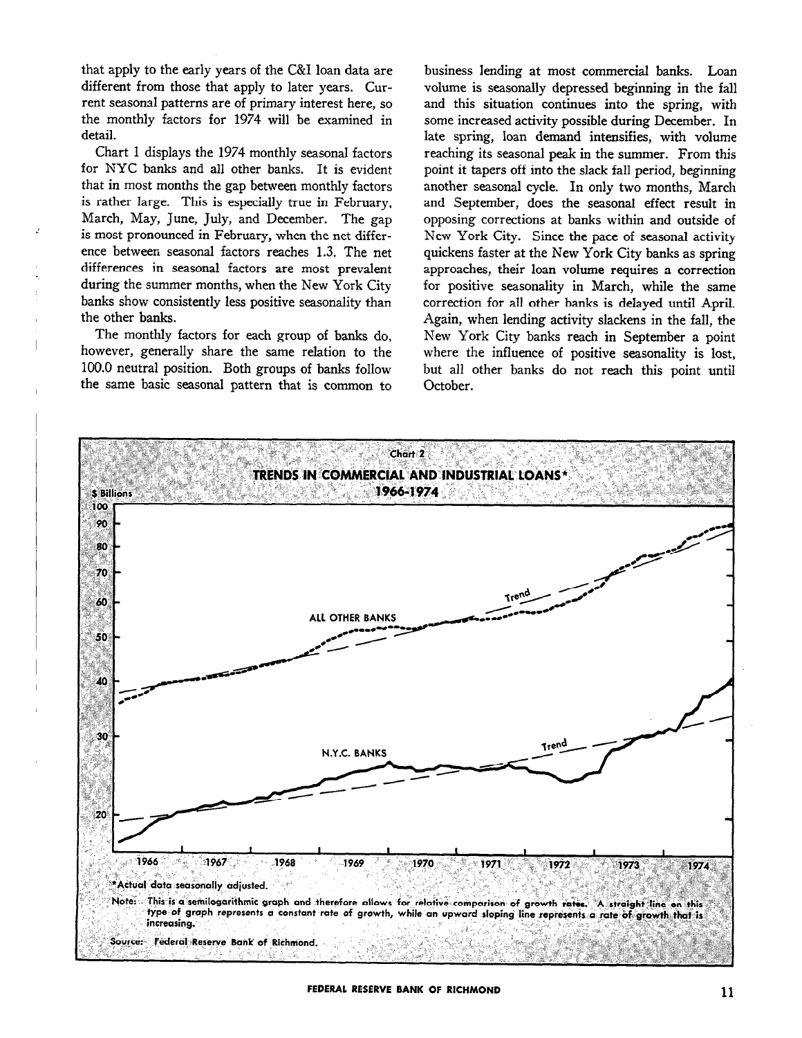that apply to the early years of the C&I loan data are different from those that apply to later years. Current seasonal patterns are of primary interest here, so the monthly factors for 1974 will be examined in detail.

Chart 1 displays the 1974 monthly seasonal factors for NYC banks and all other banks. It is evident that in most months the gap between monthly factors is rather large. This is especially true in February, March, May, June, July, and December. The gap is most pronounced in February, when the net difference between seasonal factors reaches 1.3. The net differences in seasonal factors are most prevalent during the summer months, when the New York City banks show consistently less positive seasonality than the other banks.

The monthly factors for each group of banks do, however, generally share the same relation to the 100.0 neutral position. Both groups of banks follow the same basic seasonal pattern that is common to business lending at most commercial banks. Loan volume is seasonally depressed beginning in the fall and this situation continues into the spring, with some increased activity possible during December. In late spring, loan demand intensifies, with volume reaching its seasonal peak in the summer. From this point it tapers off into the slack fall period, beginning another seasonal cycle. In only two months, March and September, does the seasonal effect result in opposing corrections at banks within and outside of New York City. Since the pace of seasonal activity quickens faster at the New York City banks as spring approaches, their loan volume requires a correction for positive seasonality in March, while the same correction for all other banks is delayed until April. Again, when lending activity slackens in the fall, the New York City banks reach in September a point where the influence of positive seasonality is lost, but all other banks do not reach this point until October.

Chart 2

**TRENDS IN COMMERCIAL AND INDUSTRIAL LOANS\***

**1966-1974**

\*Actual data seasonally adjusted.

Note: This is a semilogarithmic graph and therefore allows for relative comparison of growth rates. A straight line on this type of graph represents a constant rate of growth, while an upward sloping line represents a rate of growth that is increasing.

Source: Federal Reserve Bank of Richmond.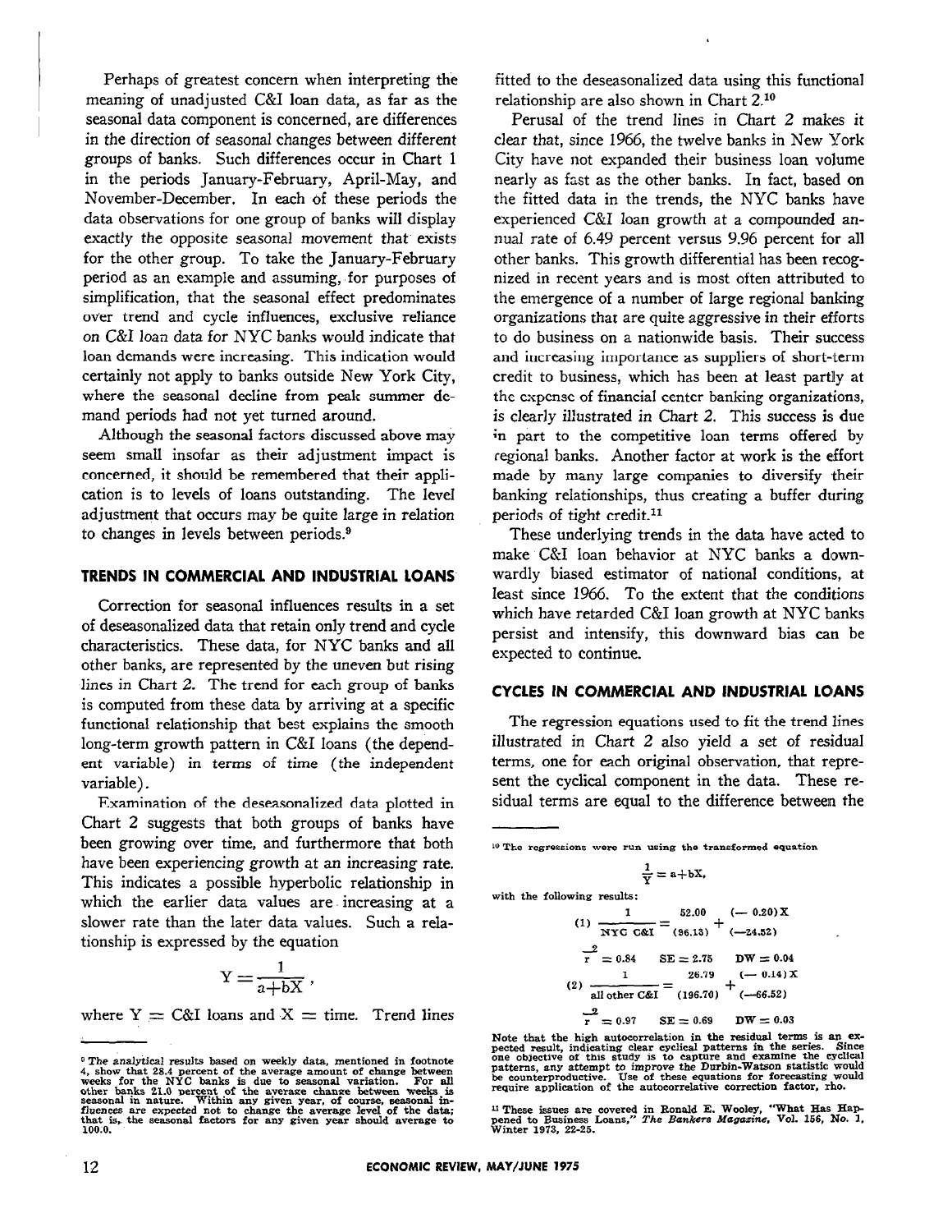Perhaps of greatest concern when interpreting the meaning of unadjusted C&I loan data, as far as the seasonal data component is concerned, are differences in the direction of seasonal changes between different groups of banks. Such differences occur in Chart 1 in the periods January-February, April-May, and November-December. In each of these periods the data observations for one group of banks will display exactly the opposite seasonal movement that exists for the other group. To take the January-February period as an example and assuming, for purposes of simplification, that the seasonal effect predominates over trend and cycle influences, exclusive reliance on C&I loan data for NYC banks would indicate that loan demands were increasing. This indication would certainly not apply to banks outside New York City, where the seasonal decline from peak summer demand periods had not yet turned around.

Although the seasonal factors discussed above may seem small insofar as their adjustment impact is concerned, it should be remembered that their application is to levels of loans outstanding. The level adjustment that occurs may be quite large in relation to changes in levels between periods.[9]

## TRENDS IN COMMERCIAL AND INDUSTRIAL LOANS

Correction for seasonal influences results in a set of deseasonalized data that retain only trend and cycle characteristics. These data, for NYC banks and all other banks, are represented by the uneven but rising lines in Chart 2. The trend for each group of banks is computed from these data by arriving at a specific functional relationship that best explains the smooth long-term growth pattern in C&I loans (the dependent variable) in terms of time (the independent variable).

Examination of the deseasonalized data plotted in Chart 2 suggests that both groups of banks have been growing over time, and furthermore that both have been experiencing growth at an increasing rate. This indicates a possible hyperbolic relationship in which the earlier data values are increasing at a slower rate than the later data values. Such a relationship is expressed by the equation

$$Y = \frac{1}{a + bX},$$

where Y = C&I loans and X = time. Trend lines fitted to the deseasonalized data using this functional relationship are also shown in Chart 2.[10]

Perusal of the trend lines in Chart 2 makes it clear that, since 1966, the twelve banks in New York City have not expanded their business loan volume nearly as fast as the other banks. In fact, based on the fitted data in the trends, the NYC banks have experienced C&I loan growth at a compounded annual rate of 6.49 percent versus 9.96 percent for all other banks. This growth differential has been recognized in recent years and is most often attributed to the emergence of a number of large regional banking organizations that are quite aggressive in their efforts to do business on a nationwide basis. Their success and increasing importance as suppliers of short-term credit to business, which has been at least partly at the expense of financial center banking organizations, is clearly illustrated in Chart 2. This success is due in part to the competitive loan terms offered by regional banks. Another factor at work is the effort made by many large companies to diversify their banking relationships, thus creating a buffer during periods of tight credit.[11]

These underlying trends in the data have acted to make C&I loan behavior at NYC banks a downwardly biased estimator of national conditions, at least since 1966. To the extent that the conditions which have retarded C&I loan growth at NYC banks persist and intensify, this downward bias can be expected to continue.

## CYCLES IN COMMERCIAL AND INDUSTRIAL LOANS

The regression equations used to fit the trend lines illustrated in Chart 2 also yield a set of residual terms, one for each original observation, that represent the cyclical component in the data. These residual terms are equal to the difference between the

---

[9] The analytical results based on weekly data, mentioned in footnote 4, show that 28.4 percent of the average amount of change between weeks for the NYC banks is due to seasonal variation. For all other banks 21.0 percent of the average change between weeks is seasonal in nature. Within any given year, of course, seasonal influences are expected not to change the average level of the data; that is, the seasonal factors for any given year should average to 100.0.

[10] The regressions were run using the transformed equation

$$\frac{1}{Y} = a + bX,$$

with the following results:

$$(1)\quad \frac{1}{\text{NYC C\&I}} = \underset{(96.13)}{52.00} + \underset{(-24.52)}{(-0.20)X}$$

$$\bar{r}^2 = 0.84 \qquad SE = 2.75 \qquad DW = 0.04$$

$$(2)\quad \frac{1}{\text{all other C\&I}} = \underset{(196.70)}{26.79} + \underset{(-66.52)}{(-0.14)X}$$

$$\bar{r}^2 = 0.97 \qquad SE = 0.69 \qquad DW = 0.03$$

Note that the high autocorrelation in the residual terms is an expected result, indicating clear cyclical patterns in the series. Since one objective of this study is to capture and examine the cyclical patterns, any attempt to improve the Durbin-Watson statistic would be counterproductive. Use of these equations for forecasting would require application of the autocorrelative correction factor, rho.

[11] These issues are covered in Ronald E. Wooley, "What Has Happened to Business Loans," *The Bankers Magazine*, Vol. 156, No. 1, Winter 1973, 22-25.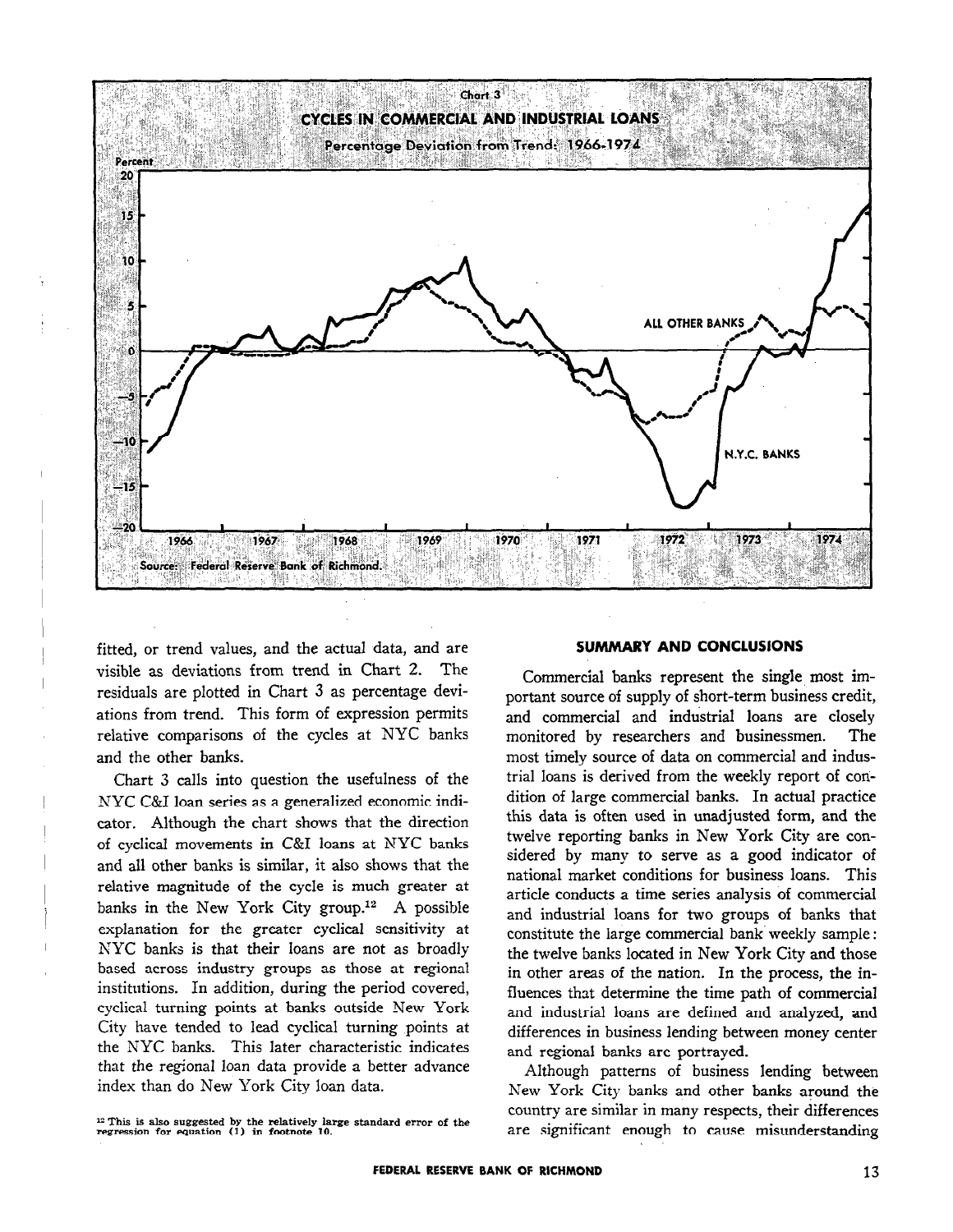Chart 3

CYCLES IN COMMERCIAL AND INDUSTRIAL LOANS

Percentage Deviation from Trend: 1966-1974

Source: Federal Reserve Bank of Richmond.

fitted, or trend values, and the actual data, and are visible as deviations from trend in Chart 2. The residuals are plotted in Chart 3 as percentage deviations from trend. This form of expression permits relative comparisons of the cycles at NYC banks and the other banks.

Chart 3 calls into question the usefulness of the NYC C&I loan series as a generalized economic indicator. Although the chart shows that the direction of cyclical movements in C&I loans at NYC banks and all other banks is similar, it also shows that the relative magnitude of the cycle is much greater at banks in the New York City group.[12] A possible explanation for the greater cyclical sensitivity at NYC banks is that their loans are not as broadly based across industry groups as those at regional institutions. In addition, during the period covered, cyclical turning points at banks outside New York City have tended to lead cyclical turning points at the NYC banks. This later characteristic indicates that the regional loan data provide a better advance index than do New York City loan data.

[12] This is also suggested by the relatively large standard error of the regression for equation (1) in footnote 10.

## SUMMARY AND CONCLUSIONS

Commercial banks represent the single most important source of supply of short-term business credit, and commercial and industrial loans are closely monitored by researchers and businessmen. The most timely source of data on commercial and industrial loans is derived from the weekly report of condition of large commercial banks. In actual practice this data is often used in unadjusted form, and the twelve reporting banks in New York City are considered by many to serve as a good indicator of national market conditions for business loans. This article conducts a time series analysis of commercial and industrial loans for two groups of banks that constitute the large commercial bank weekly sample: the twelve banks located in New York City and those in other areas of the nation. In the process, the influences that determine the time path of commercial and industrial loans are defined and analyzed, and differences in business lending between money center and regional banks are portrayed.

Although patterns of business lending between New York City banks and other banks around the country are similar in many respects, their differences are significant enough to cause misunderstanding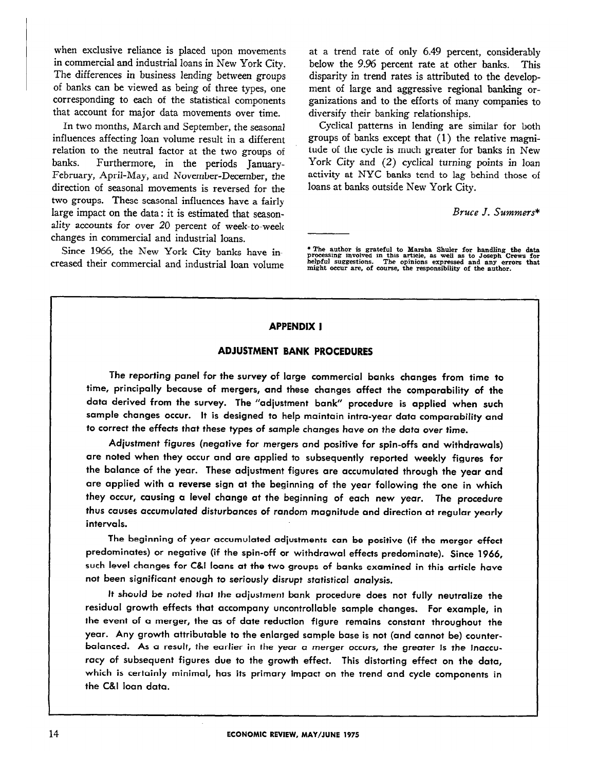when exclusive reliance is placed upon movements in commercial and industrial loans in New York City. The differences in business lending between groups of banks can be viewed as being of three types, one corresponding to each of the statistical components that account for major data movements over time.

In two months, March and September, the seasonal influences affecting loan volume result in a different relation to the neutral factor at the two groups of banks. Furthermore, in the periods January-February, April-May, and November-December, the direction of seasonal movements is reversed for the two groups. These seasonal influences have a fairly large impact on the data: it is estimated that seasonality accounts for over 20 percent of week-to-week changes in commercial and industrial loans.

Since 1966, the New York City banks have increased their commercial and industrial loan volume at a trend rate of only 6.49 percent, considerably below the 9.96 percent rate at other banks. This disparity in trend rates is attributed to the development of large and aggressive regional banking organizations and to the efforts of many companies to diversify their banking relationships.

Cyclical patterns in lending are similar for both groups of banks except that (1) the relative magnitude of the cycle is much greater for banks in New York City and (2) cyclical turning points in loan activity at NYC banks tend to lag behind those of loans at banks outside New York City.

*Bruce J. Summers**

\* The author is grateful to Marsha Shuler for handling the data processing involved in this article, as well as to Joseph Crews for helpful suggestions. The opinions expressed and any errors that might occur are, of course, the responsibility of the author.

## APPENDIX I

### ADJUSTMENT BANK PROCEDURES

The reporting panel for the survey of large commercial banks changes from time to time, principally because of mergers, and these changes affect the comparability of the data derived from the survey. The "adjustment bank" procedure is applied when such sample changes occur. It is designed to help maintain intra-year data comparability and to correct the effects that these types of sample changes have on the data over time.

Adjustment figures (negative for mergers and positive for spin-offs and withdrawals) are noted when they occur and are applied to subsequently reported weekly figures for the balance of the year. These adjustment figures are accumulated through the year and are applied with a reverse sign at the beginning of the year following the one in which they occur, causing a level change at the beginning of each new year. The procedure thus causes accumulated disturbances of random magnitude and direction at regular yearly intervals.

The beginning of year accumulated adjustments can be positive (if the merger effect predominates) or negative (if the spin-off or withdrawal effects predominate). Since 1966, such level changes for C&I loans at the two groups of banks examined in this article have not been significant enough to seriously disrupt statistical analysis.

It should be noted that the adjustment bank procedure does not fully neutralize the residual growth effects that accompany uncontrollable sample changes. For example, in the event of a merger, the as of date reduction figure remains constant throughout the year. Any growth attributable to the enlarged sample base is not (and cannot be) counterbalanced. As a result, the earlier in the year a merger occurs, the greater is the inaccuracy of subsequent figures due to the growth effect. This distorting effect on the data, which is certainly minimal, has its primary impact on the trend and cycle components in the C&I loan data.